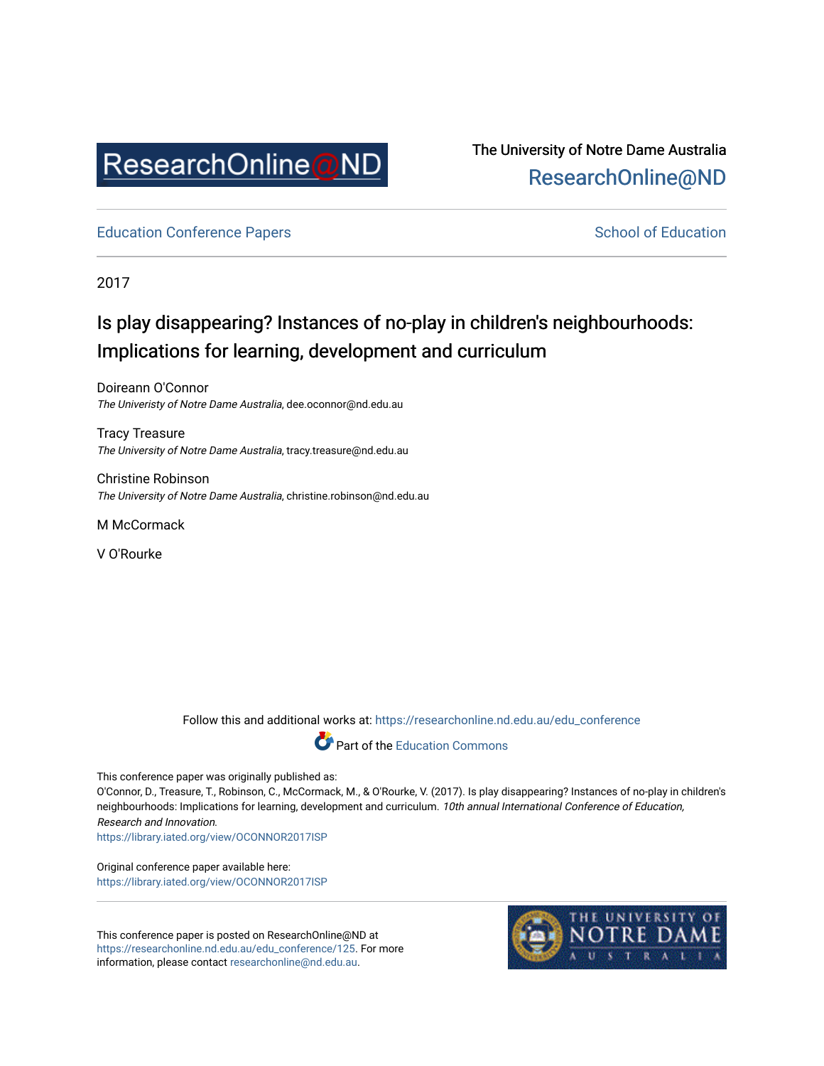The University of Notre Dame Australia
ResearchOnline@ND

Education Conference Papers

School of Education

2017

# Is play disappearing? Instances of no-play in children's neighbourhoods: Implications for learning, development and curriculum

Doireann O'Connor
*The Univeristy of Notre Dame Australia*, dee.oconnor@nd.edu.au

Tracy Treasure
*The University of Notre Dame Australia*, tracy.treasure@nd.edu.au

Christine Robinson
*The University of Notre Dame Australia*, christine.robinson@nd.edu.au

M McCormack

V O'Rourke

Follow this and additional works at: https://researchonline.nd.edu.au/edu_conference

Part of the Education Commons

This conference paper was originally published as:
O'Connor, D., Treasure, T., Robinson, C., McCormack, M., & O'Rourke, V. (2017). Is play disappearing? Instances of no-play in children's neighbourhoods: Implications for learning, development and curriculum. *10th annual International Conference of Education, Research and Innovation*.
https://library.iated.org/view/OCONNOR2017ISP

Original conference paper available here:
https://library.iated.org/view/OCONNOR2017ISP

This conference paper is posted on ResearchOnline@ND at https://researchonline.nd.edu.au/edu_conference/125. For more information, please contact researchonline@nd.edu.au.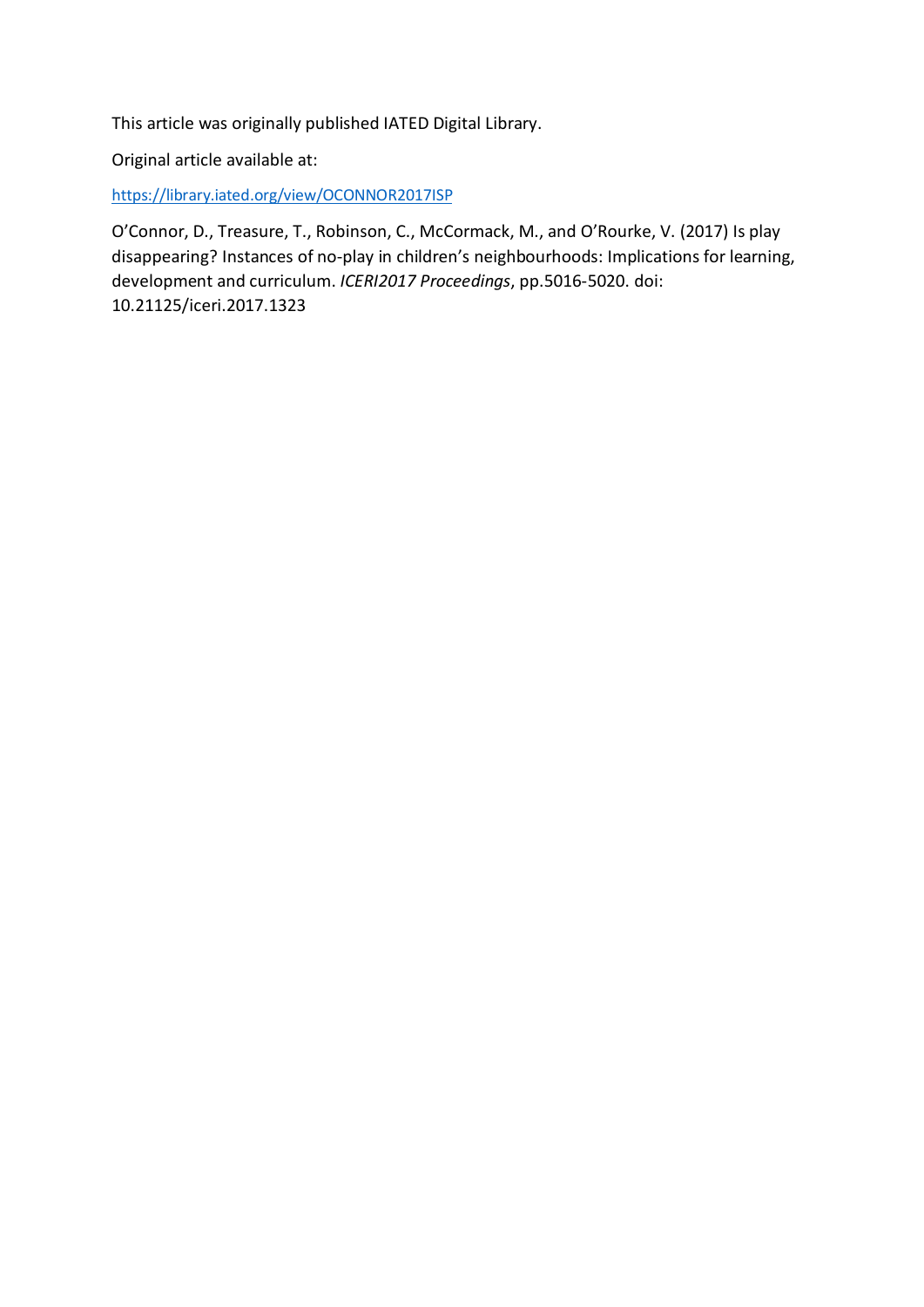This article was originally published IATED Digital Library.

Original article available at:

https://library.iated.org/view/OCONNOR2017ISP

O'Connor, D., Treasure, T., Robinson, C., McCormack, M., and O'Rourke, V. (2017) Is play disappearing? Instances of no-play in children's neighbourhoods: Implications for learning, development and curriculum. *ICERI2017 Proceedings*, pp.5016-5020. doi: 10.21125/iceri.2017.1323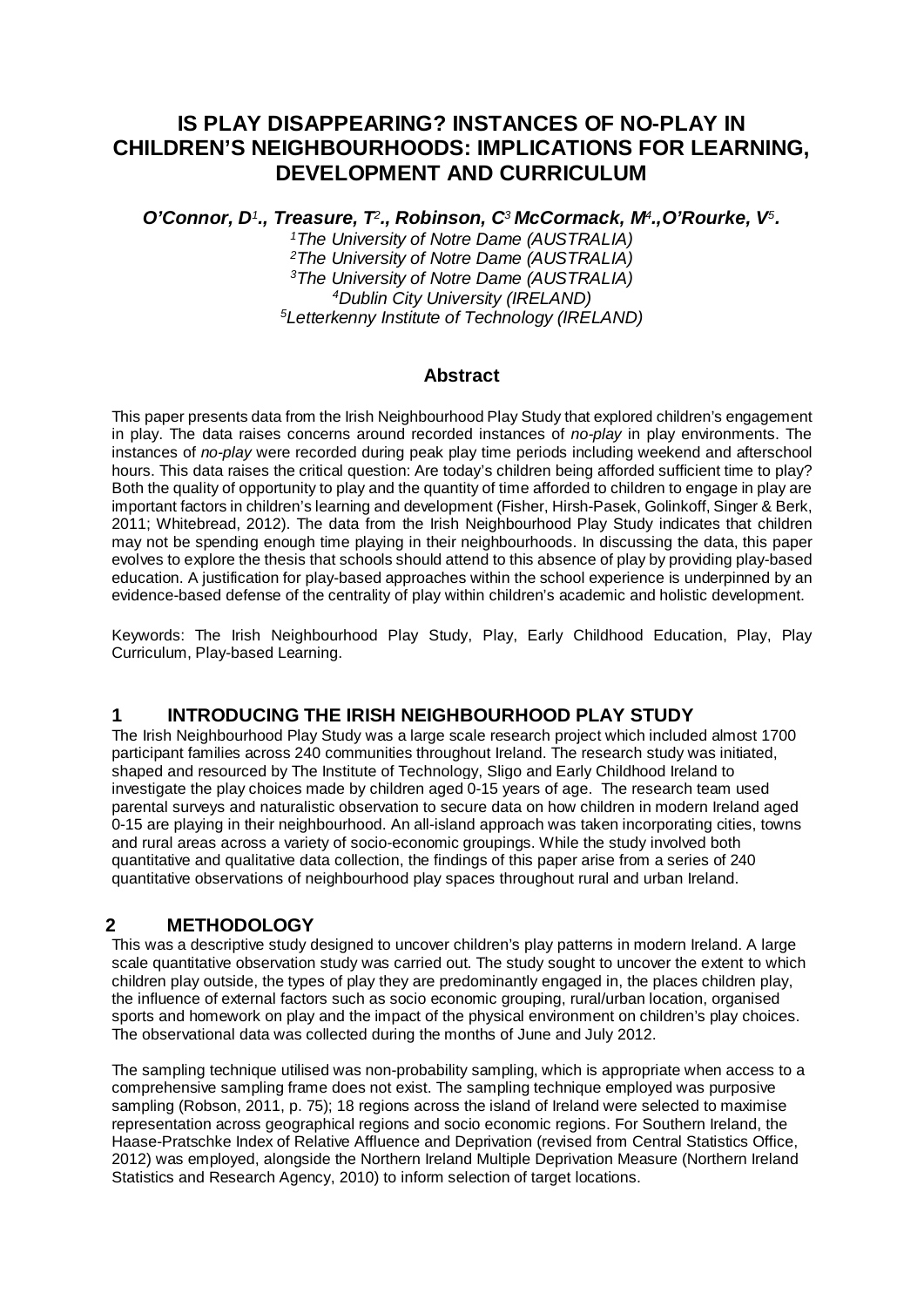# IS PLAY DISAPPEARING? INSTANCES OF NO-PLAY IN CHILDREN'S NEIGHBOURHOODS: IMPLICATIONS FOR LEARNING, DEVELOPMENT AND CURRICULUM

***O'Connor, D[1]., Treasure, T[2]., Robinson, C[3] McCormack, M[4].,O'Rourke, V[5].***

*[1]The University of Notre Dame (AUSTRALIA)*
*[2]The University of Notre Dame (AUSTRALIA)*
*[3]The University of Notre Dame (AUSTRALIA)*
*[4]Dublin City University (IRELAND)*
*[5]Letterkenny Institute of Technology (IRELAND)*

## Abstract

This paper presents data from the Irish Neighbourhood Play Study that explored children's engagement in play. The data raises concerns around recorded instances of *no-play* in play environments. The instances of *no-play* were recorded during peak play time periods including weekend and afterschool hours. This data raises the critical question: Are today's children being afforded sufficient time to play? Both the quality of opportunity to play and the quantity of time afforded to children to engage in play are important factors in children's learning and development (Fisher, Hirsh-Pasek, Golinkoff, Singer & Berk, 2011; Whitebread, 2012). The data from the Irish Neighbourhood Play Study indicates that children may not be spending enough time playing in their neighbourhoods. In discussing the data, this paper evolves to explore the thesis that schools should attend to this absence of play by providing play-based education. A justification for play-based approaches within the school experience is underpinned by an evidence-based defense of the centrality of play within children's academic and holistic development.

Keywords: The Irish Neighbourhood Play Study, Play, Early Childhood Education, Play, Play Curriculum, Play-based Learning.

## 1 INTRODUCING THE IRISH NEIGHBOURHOOD PLAY STUDY

The Irish Neighbourhood Play Study was a large scale research project which included almost 1700 participant families across 240 communities throughout Ireland. The research study was initiated, shaped and resourced by The Institute of Technology, Sligo and Early Childhood Ireland to investigate the play choices made by children aged 0-15 years of age. The research team used parental surveys and naturalistic observation to secure data on how children in modern Ireland aged 0-15 are playing in their neighbourhood. An all-island approach was taken incorporating cities, towns and rural areas across a variety of socio-economic groupings. While the study involved both quantitative and qualitative data collection, the findings of this paper arise from a series of 240 quantitative observations of neighbourhood play spaces throughout rural and urban Ireland.

## 2 METHODOLOGY

This was a descriptive study designed to uncover children's play patterns in modern Ireland. A large scale quantitative observation study was carried out. The study sought to uncover the extent to which children play outside, the types of play they are predominantly engaged in, the places children play, the influence of external factors such as socio economic grouping, rural/urban location, organised sports and homework on play and the impact of the physical environment on children's play choices. The observational data was collected during the months of June and July 2012.

The sampling technique utilised was non-probability sampling, which is appropriate when access to a comprehensive sampling frame does not exist. The sampling technique employed was purposive sampling (Robson, 2011, p. 75); 18 regions across the island of Ireland were selected to maximise representation across geographical regions and socio economic regions. For Southern Ireland, the Haase-Pratschke Index of Relative Affluence and Deprivation (revised from Central Statistics Office, 2012) was employed, alongside the Northern Ireland Multiple Deprivation Measure (Northern Ireland Statistics and Research Agency, 2010) to inform selection of target locations.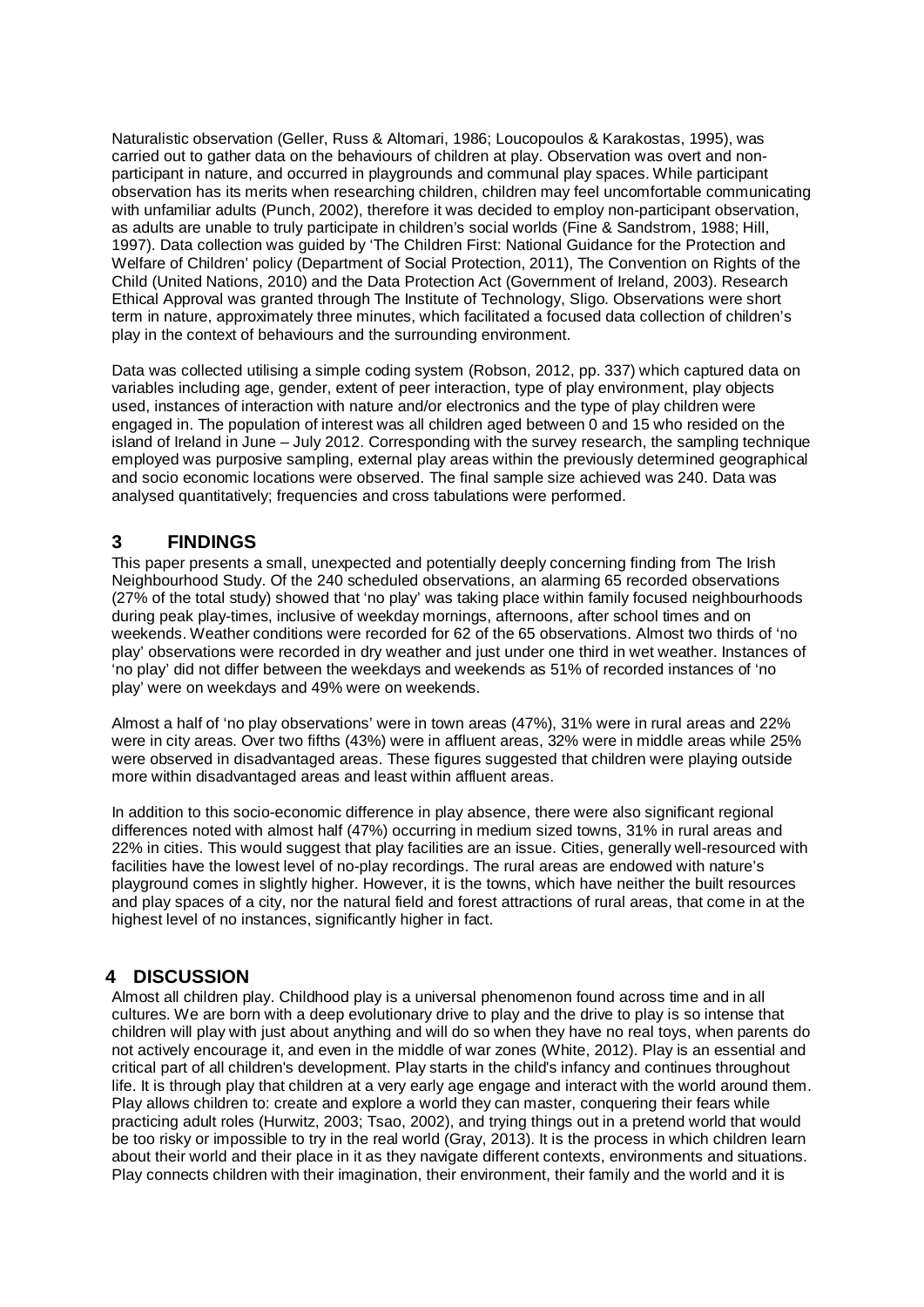Naturalistic observation (Geller, Russ & Altomari, 1986; Loucopoulos & Karakostas, 1995), was carried out to gather data on the behaviours of children at play. Observation was overt and non-participant in nature, and occurred in playgrounds and communal play spaces. While participant observation has its merits when researching children, children may feel uncomfortable communicating with unfamiliar adults (Punch, 2002), therefore it was decided to employ non-participant observation, as adults are unable to truly participate in children's social worlds (Fine & Sandstrom, 1988; Hill, 1997). Data collection was guided by 'The Children First: National Guidance for the Protection and Welfare of Children' policy (Department of Social Protection, 2011), The Convention on Rights of the Child (United Nations, 2010) and the Data Protection Act (Government of Ireland, 2003). Research Ethical Approval was granted through The Institute of Technology, Sligo. Observations were short term in nature, approximately three minutes, which facilitated a focused data collection of children's play in the context of behaviours and the surrounding environment.

Data was collected utilising a simple coding system (Robson, 2012, pp. 337) which captured data on variables including age, gender, extent of peer interaction, type of play environment, play objects used, instances of interaction with nature and/or electronics and the type of play children were engaged in. The population of interest was all children aged between 0 and 15 who resided on the island of Ireland in June – July 2012. Corresponding with the survey research, the sampling technique employed was purposive sampling, external play areas within the previously determined geographical and socio economic locations were observed. The final sample size achieved was 240. Data was analysed quantitatively; frequencies and cross tabulations were performed.

## 3 FINDINGS

This paper presents a small, unexpected and potentially deeply concerning finding from The Irish Neighbourhood Study. Of the 240 scheduled observations, an alarming 65 recorded observations (27% of the total study) showed that 'no play' was taking place within family focused neighbourhoods during peak play-times, inclusive of weekday mornings, afternoons, after school times and on weekends. Weather conditions were recorded for 62 of the 65 observations. Almost two thirds of 'no play' observations were recorded in dry weather and just under one third in wet weather. Instances of 'no play' did not differ between the weekdays and weekends as 51% of recorded instances of 'no play' were on weekdays and 49% were on weekends.

Almost a half of 'no play observations' were in town areas (47%), 31% were in rural areas and 22% were in city areas. Over two fifths (43%) were in affluent areas, 32% were in middle areas while 25% were observed in disadvantaged areas. These figures suggested that children were playing outside more within disadvantaged areas and least within affluent areas.

In addition to this socio-economic difference in play absence, there were also significant regional differences noted with almost half (47%) occurring in medium sized towns, 31% in rural areas and 22% in cities. This would suggest that play facilities are an issue. Cities, generally well-resourced with facilities have the lowest level of no-play recordings. The rural areas are endowed with nature's playground comes in slightly higher. However, it is the towns, which have neither the built resources and play spaces of a city, nor the natural field and forest attractions of rural areas, that come in at the highest level of no instances, significantly higher in fact.

## 4 DISCUSSION

Almost all children play. Childhood play is a universal phenomenon found across time and in all cultures. We are born with a deep evolutionary drive to play and the drive to play is so intense that children will play with just about anything and will do so when they have no real toys, when parents do not actively encourage it, and even in the middle of war zones (White, 2012). Play is an essential and critical part of all children's development. Play starts in the child's infancy and continues throughout life. It is through play that children at a very early age engage and interact with the world around them. Play allows children to: create and explore a world they can master, conquering their fears while practicing adult roles (Hurwitz, 2003; Tsao, 2002), and trying things out in a pretend world that would be too risky or impossible to try in the real world (Gray, 2013). It is the process in which children learn about their world and their place in it as they navigate different contexts, environments and situations. Play connects children with their imagination, their environment, their family and the world and it is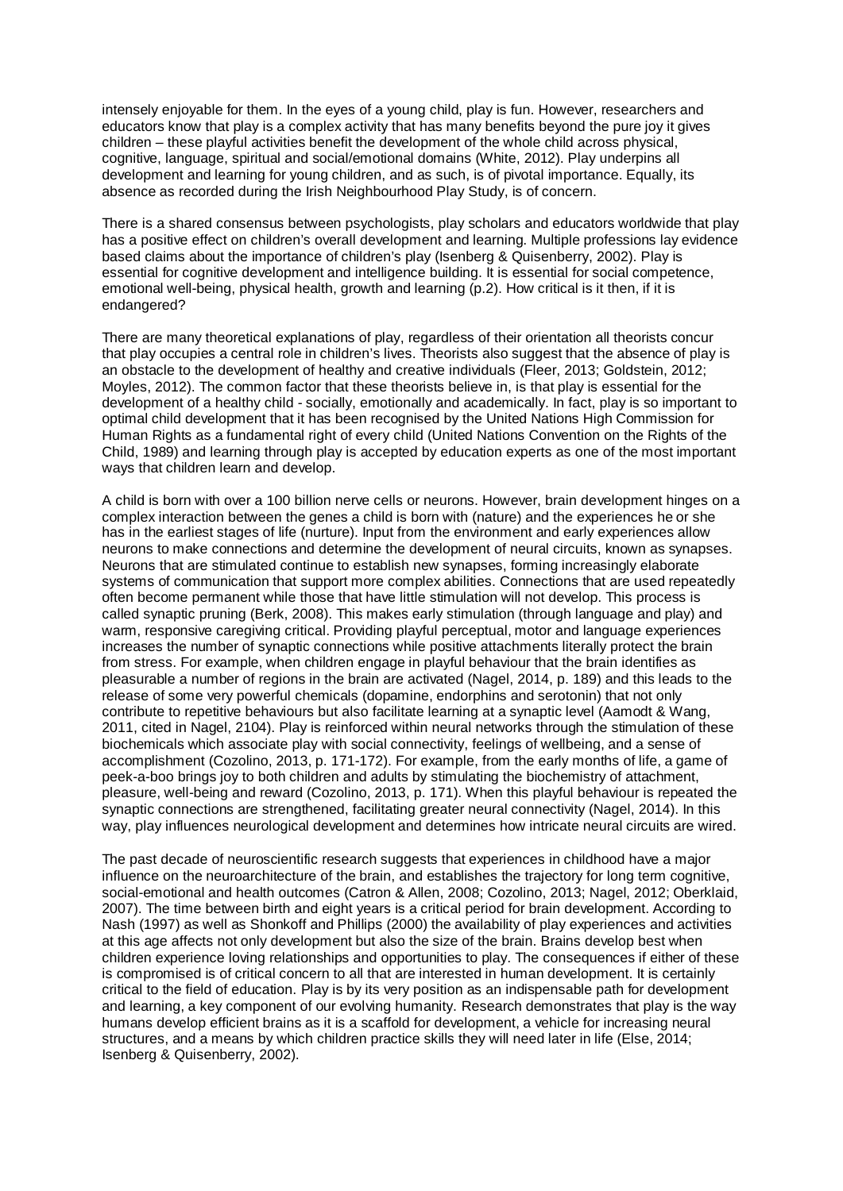intensely enjoyable for them. In the eyes of a young child, play is fun. However, researchers and educators know that play is a complex activity that has many benefits beyond the pure joy it gives children – these playful activities benefit the development of the whole child across physical, cognitive, language, spiritual and social/emotional domains (White, 2012). Play underpins all development and learning for young children, and as such, is of pivotal importance. Equally, its absence as recorded during the Irish Neighbourhood Play Study, is of concern.

There is a shared consensus between psychologists, play scholars and educators worldwide that play has a positive effect on children's overall development and learning. Multiple professions lay evidence based claims about the importance of children's play (Isenberg & Quisenberry, 2002). Play is essential for cognitive development and intelligence building. It is essential for social competence, emotional well-being, physical health, growth and learning (p.2). How critical is it then, if it is endangered?

There are many theoretical explanations of play, regardless of their orientation all theorists concur that play occupies a central role in children's lives. Theorists also suggest that the absence of play is an obstacle to the development of healthy and creative individuals (Fleer, 2013; Goldstein, 2012; Moyles, 2012). The common factor that these theorists believe in, is that play is essential for the development of a healthy child - socially, emotionally and academically. In fact, play is so important to optimal child development that it has been recognised by the United Nations High Commission for Human Rights as a fundamental right of every child (United Nations Convention on the Rights of the Child, 1989) and learning through play is accepted by education experts as one of the most important ways that children learn and develop.

A child is born with over a 100 billion nerve cells or neurons. However, brain development hinges on a complex interaction between the genes a child is born with (nature) and the experiences he or she has in the earliest stages of life (nurture). Input from the environment and early experiences allow neurons to make connections and determine the development of neural circuits, known as synapses. Neurons that are stimulated continue to establish new synapses, forming increasingly elaborate systems of communication that support more complex abilities. Connections that are used repeatedly often become permanent while those that have little stimulation will not develop. This process is called synaptic pruning (Berk, 2008). This makes early stimulation (through language and play) and warm, responsive caregiving critical. Providing playful perceptual, motor and language experiences increases the number of synaptic connections while positive attachments literally protect the brain from stress. For example, when children engage in playful behaviour that the brain identifies as pleasurable a number of regions in the brain are activated (Nagel, 2014, p. 189) and this leads to the release of some very powerful chemicals (dopamine, endorphins and serotonin) that not only contribute to repetitive behaviours but also facilitate learning at a synaptic level (Aamodt & Wang, 2011, cited in Nagel, 2104). Play is reinforced within neural networks through the stimulation of these biochemicals which associate play with social connectivity, feelings of wellbeing, and a sense of accomplishment (Cozolino, 2013, p. 171-172). For example, from the early months of life, a game of peek-a-boo brings joy to both children and adults by stimulating the biochemistry of attachment, pleasure, well-being and reward (Cozolino, 2013, p. 171). When this playful behaviour is repeated the synaptic connections are strengthened, facilitating greater neural connectivity (Nagel, 2014). In this way, play influences neurological development and determines how intricate neural circuits are wired.

The past decade of neuroscientific research suggests that experiences in childhood have a major influence on the neuroarchitecture of the brain, and establishes the trajectory for long term cognitive, social-emotional and health outcomes (Catron & Allen, 2008; Cozolino, 2013; Nagel, 2012; Oberklaid, 2007). The time between birth and eight years is a critical period for brain development. According to Nash (1997) as well as Shonkoff and Phillips (2000) the availability of play experiences and activities at this age affects not only development but also the size of the brain. Brains develop best when children experience loving relationships and opportunities to play. The consequences if either of these is compromised is of critical concern to all that are interested in human development. It is certainly critical to the field of education. Play is by its very position as an indispensable path for development and learning, a key component of our evolving humanity. Research demonstrates that play is the way humans develop efficient brains as it is a scaffold for development, a vehicle for increasing neural structures, and a means by which children practice skills they will need later in life (Else, 2014; Isenberg & Quisenberry, 2002).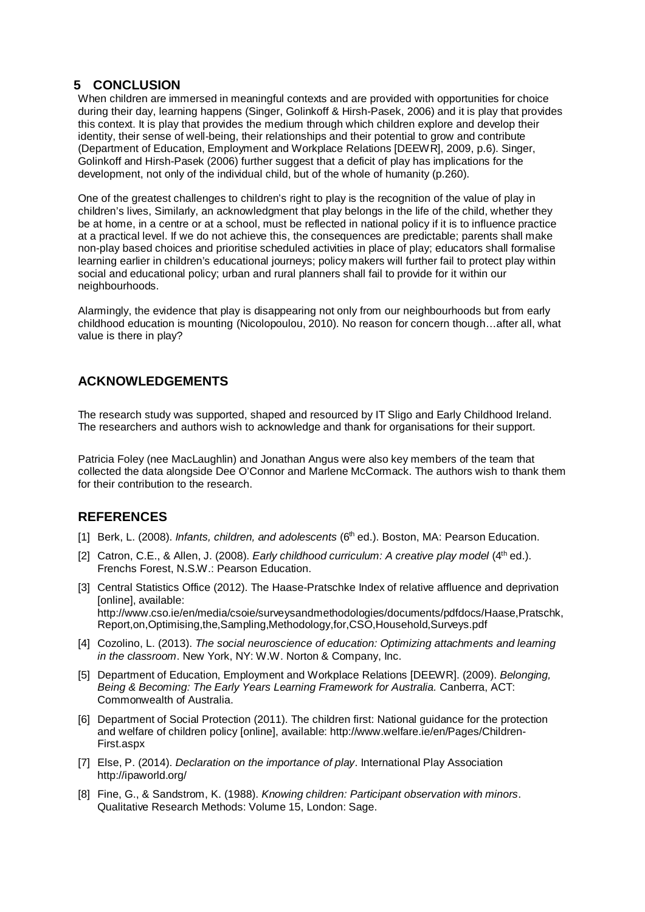## 5 CONCLUSION

When children are immersed in meaningful contexts and are provided with opportunities for choice during their day, learning happens (Singer, Golinkoff & Hirsh-Pasek, 2006) and it is play that provides this context. It is play that provides the medium through which children explore and develop their identity, their sense of well-being, their relationships and their potential to grow and contribute (Department of Education, Employment and Workplace Relations [DEEWR], 2009, p.6). Singer, Golinkoff and Hirsh-Pasek (2006) further suggest that a deficit of play has implications for the development, not only of the individual child, but of the whole of humanity (p.260).

One of the greatest challenges to children's right to play is the recognition of the value of play in children's lives, Similarly, an acknowledgment that play belongs in the life of the child, whether they be at home, in a centre or at a school, must be reflected in national policy if it is to influence practice at a practical level. If we do not achieve this, the consequences are predictable; parents shall make non-play based choices and prioritise scheduled activities in place of play; educators shall formalise learning earlier in children's educational journeys; policy makers will further fail to protect play within social and educational policy; urban and rural planners shall fail to provide for it within our neighbourhoods.

Alarmingly, the evidence that play is disappearing not only from our neighbourhoods but from early childhood education is mounting (Nicolopoulou, 2010). No reason for concern though…after all, what value is there in play?

## ACKNOWLEDGEMENTS

The research study was supported, shaped and resourced by IT Sligo and Early Childhood Ireland. The researchers and authors wish to acknowledge and thank for organisations for their support.

Patricia Foley (nee MacLaughlin) and Jonathan Angus were also key members of the team that collected the data alongside Dee O'Connor and Marlene McCormack. The authors wish to thank them for their contribution to the research.

## REFERENCES

[1] Berk, L. (2008). *Infants, children, and adolescents* (6th ed.). Boston, MA: Pearson Education.

[2] Catron, C.E., & Allen, J. (2008). *Early childhood curriculum: A creative play model* (4th ed.). Frenchs Forest, N.S.W.: Pearson Education.

[3] Central Statistics Office (2012). The Haase-Pratschke Index of relative affluence and deprivation [online], available: http://www.cso.ie/en/media/csoie/surveysandmethodologies/documents/pdfdocs/Haase,Pratschk,Report,on,Optimising,the,Sampling,Methodology,for,CSO,Household,Surveys.pdf

[4] Cozolino, L. (2013). *The social neuroscience of education: Optimizing attachments and learning in the classroom*. New York, NY: W.W. Norton & Company, Inc.

[5] Department of Education, Employment and Workplace Relations [DEEWR]. (2009). *Belonging, Being & Becoming: The Early Years Learning Framework for Australia.* Canberra, ACT: Commonwealth of Australia.

[6] Department of Social Protection (2011). The children first: National guidance for the protection and welfare of children policy [online], available: http://www.welfare.ie/en/Pages/Children-First.aspx

[7] Else, P. (2014). *Declaration on the importance of play*. International Play Association http://ipaworld.org/

[8] Fine, G., & Sandstrom, K. (1988). *Knowing children: Participant observation with minors*. Qualitative Research Methods: Volume 15, London: Sage.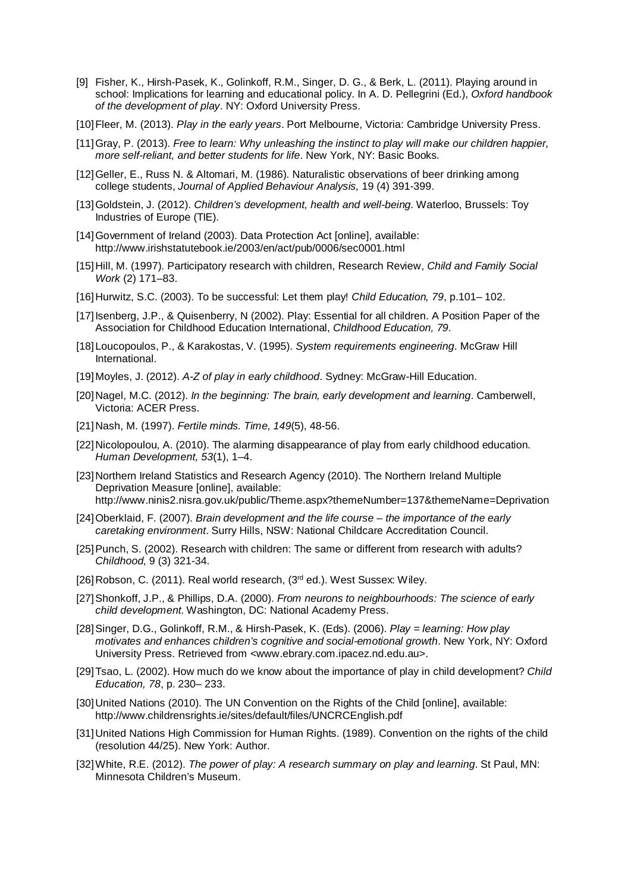[9] Fisher, K., Hirsh-Pasek, K., Golinkoff, R.M., Singer, D. G., & Berk, L. (2011). Playing around in school: Implications for learning and educational policy. In A. D. Pellegrini (Ed.), *Oxford handbook of the development of play*. NY: Oxford University Press.

[10] Fleer, M. (2013). *Play in the early years*. Port Melbourne, Victoria: Cambridge University Press.

[11] Gray, P. (2013). *Free to learn: Why unleashing the instinct to play will make our children happier, more self-reliant, and better students for life*. New York, NY: Basic Books.

[12] Geller, E., Russ N. & Altomari, M. (1986). Naturalistic observations of beer drinking among college students, *Journal of Applied Behaviour Analysis,* 19 (4) 391-399.

[13] Goldstein, J. (2012). *Children's development, health and well-being*. Waterloo, Brussels: Toy Industries of Europe (TIE).

[14] Government of Ireland (2003). Data Protection Act [online], available: http://www.irishstatutebook.ie/2003/en/act/pub/0006/sec0001.html

[15] Hill, M. (1997). Participatory research with children, Research Review, *Child and Family Social Work* (2) 171–83.

[16] Hurwitz, S.C. (2003). To be successful: Let them play! *Child Education, 79*, p.101– 102.

[17] Isenberg, J.P., & Quisenberry, N (2002). Play: Essential for all children. A Position Paper of the Association for Childhood Education International, *Childhood Education, 79*.

[18] Loucopoulos, P., & Karakostas, V. (1995). *System requirements engineering*. McGraw Hill International.

[19] Moyles, J. (2012). *A-Z of play in early childhood*. Sydney: McGraw-Hill Education.

[20] Nagel, M.C. (2012). *In the beginning: The brain, early development and learning*. Camberwell, Victoria: ACER Press.

[21] Nash, M. (1997). *Fertile minds. Time, 149*(5), 48-56.

[22] Nicolopoulou, A. (2010). The alarming disappearance of play from early childhood education. *Human Development, 53*(1), 1–4.

[23] Northern Ireland Statistics and Research Agency (2010). The Northern Ireland Multiple Deprivation Measure [online], available: http://www.ninis2.nisra.gov.uk/public/Theme.aspx?themeNumber=137&themeName=Deprivation

[24] Oberklaid, F. (2007). *Brain development and the life course – the importance of the early caretaking environment*. Surry Hills, NSW: National Childcare Accreditation Council.

[25] Punch, S. (2002). Research with children: The same or different from research with adults? *Childhood,* 9 (3) 321-34.

[26] Robson, C. (2011). Real world research, (3rd ed.). West Sussex: Wiley.

[27] Shonkoff, J.P., & Phillips, D.A. (2000). *From neurons to neighbourhoods: The science of early child development*. Washington, DC: National Academy Press.

[28] Singer, D.G., Golinkoff, R.M., & Hirsh-Pasek, K. (Eds). (2006). *Play = learning: How play motivates and enhances children's cognitive and social-emotional growth*. New York, NY: Oxford University Press. Retrieved from <www.ebrary.com.ipacez.nd.edu.au>.

[29] Tsao, L. (2002). How much do we know about the importance of play in child development? *Child Education, 78*, p. 230– 233.

[30] United Nations (2010). The UN Convention on the Rights of the Child [online], available: http://www.childrensrights.ie/sites/default/files/UNCRCEnglish.pdf

[31] United Nations High Commission for Human Rights. (1989). Convention on the rights of the child (resolution 44/25). New York: Author.

[32] White, R.E. (2012). *The power of play: A research summary on play and learning*. St Paul, MN: Minnesota Children's Museum.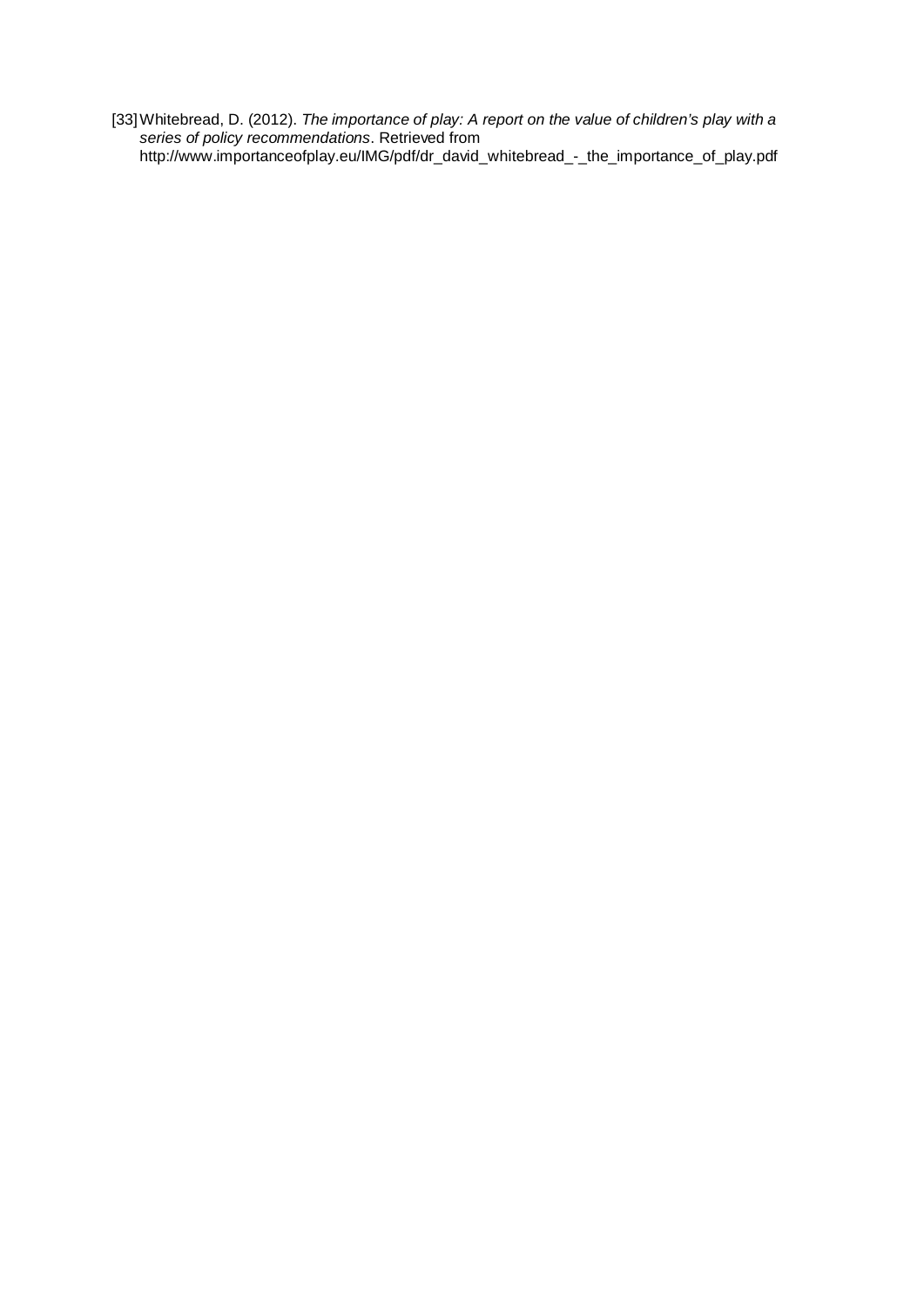[33] Whitebread, D. (2012). *The importance of play: A report on the value of children's play with a series of policy recommendations*. Retrieved from http://www.importanceofplay.eu/IMG/pdf/dr_david_whitebread_-_the_importance_of_play.pdf